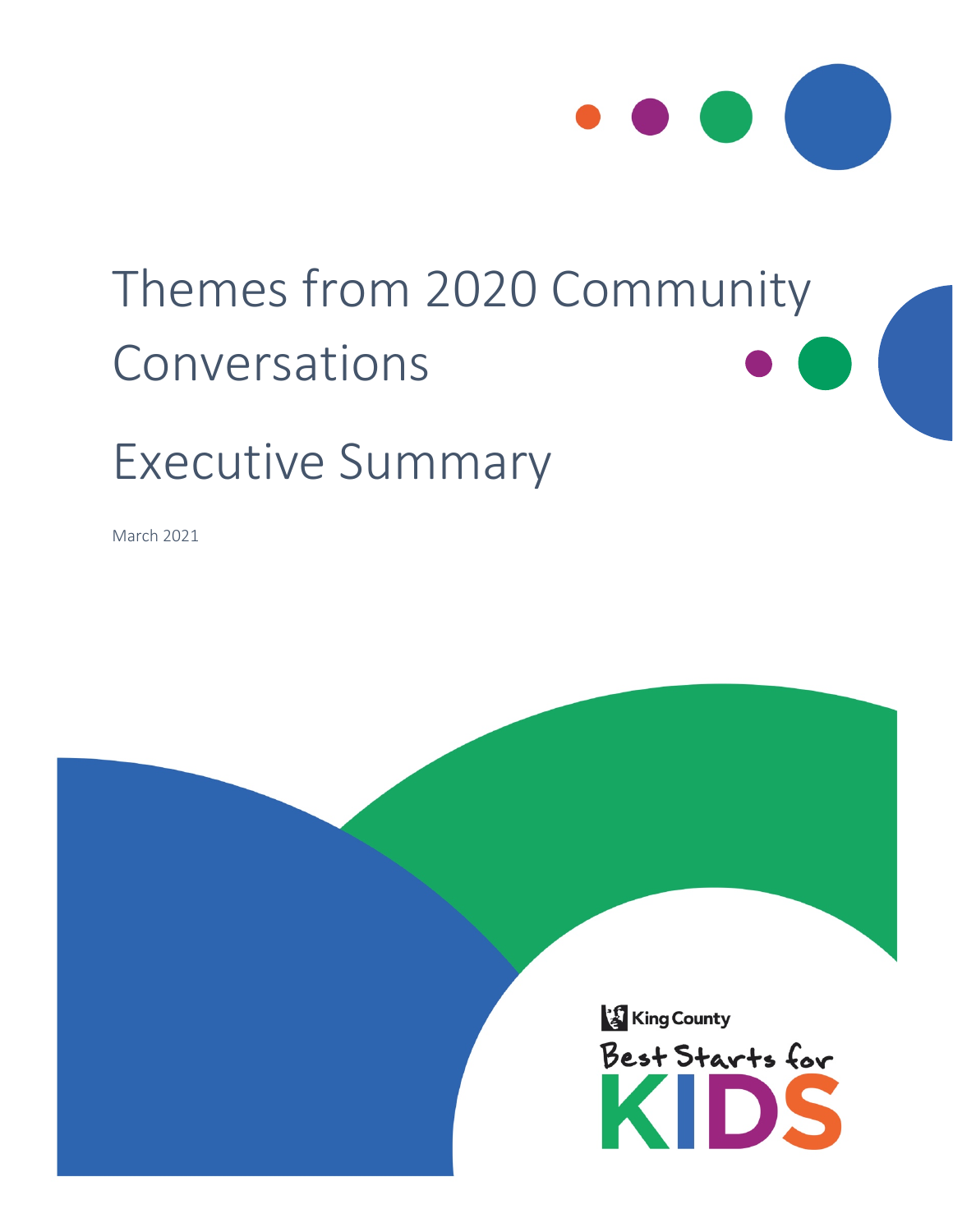# Themes from 2020 Community Conversations

# Executive Summary

March 2021

King County

Best Starts for KIDS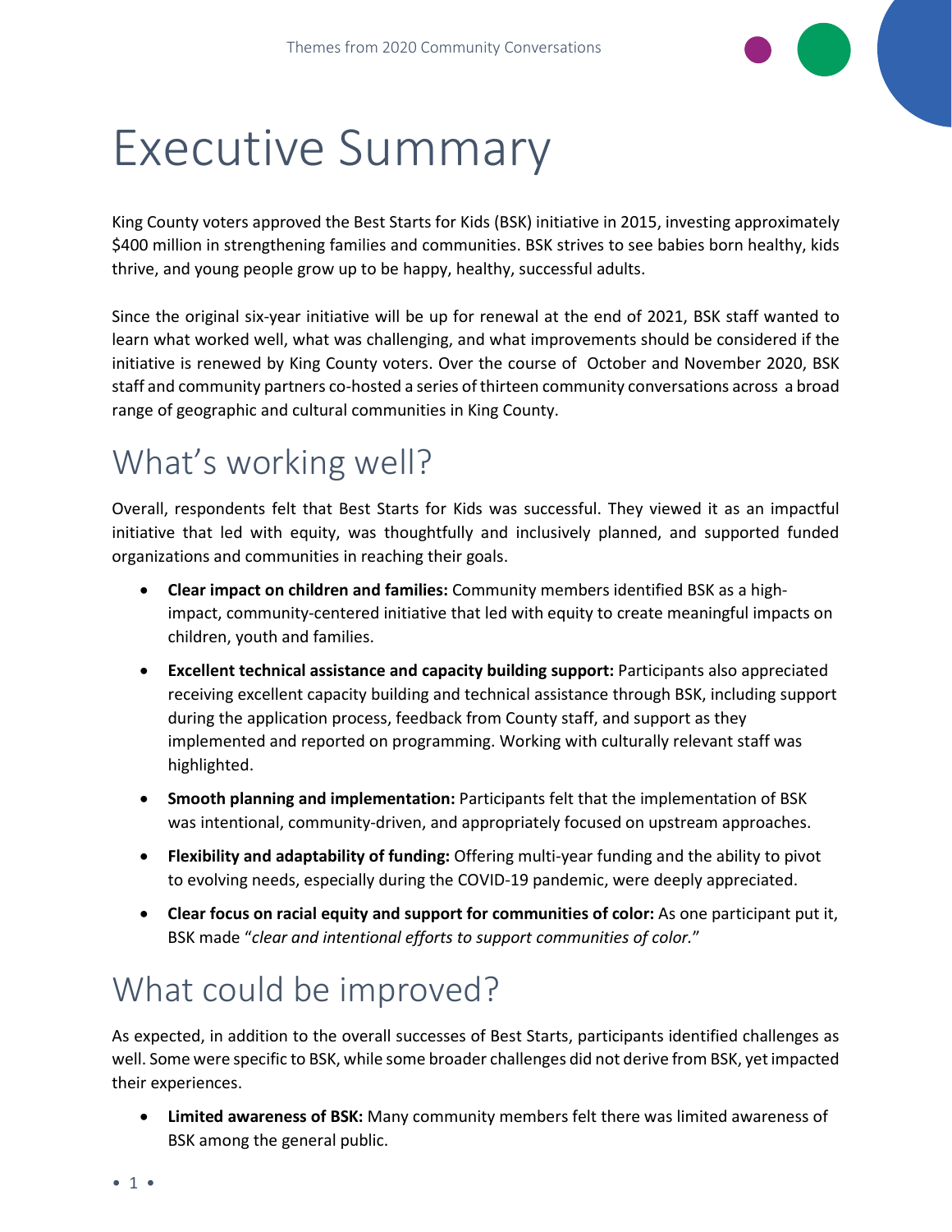# Executive Summary

King County voters approved the Best Starts for Kids (BSK) initiative in 2015, investing approximately $400 million in strengthening families and communities. BSK strives to see babies born healthy, kids thrive, and young people grow up to be happy, healthy, successful adults.

Since the original six-year initiative will be up for renewal at the end of 2021, BSK staff wanted to learn what worked well, what was challenging, and what improvements should be considered if the initiative is renewed by King County voters. Over the course of October and November 2020, BSK staff and community partners co-hosted a series of thirteen community conversations across a broad range of geographic and cultural communities in King County.

## What's working well?

Overall, respondents felt that Best Starts for Kids was successful. They viewed it as an impactful initiative that led with equity, was thoughtfully and inclusively planned, and supported funded organizations and communities in reaching their goals.

- **Clear impact on children and families:** Community members identified BSK as a high-impact, community-centered initiative that led with equity to create meaningful impacts on children, youth and families.
- **Excellent technical assistance and capacity building support:** Participants also appreciated receiving excellent capacity building and technical assistance through BSK, including support during the application process, feedback from County staff, and support as they implemented and reported on programming. Working with culturally relevant staff was highlighted.
- **Smooth planning and implementation:** Participants felt that the implementation of BSK was intentional, community-driven, and appropriately focused on upstream approaches.
- **Flexibility and adaptability of funding:** Offering multi-year funding and the ability to pivot to evolving needs, especially during the COVID-19 pandemic, were deeply appreciated.
- **Clear focus on racial equity and support for communities of color:** As one participant put it, BSK made "*clear and intentional efforts to support communities of color.*"

## What could be improved?

As expected, in addition to the overall successes of Best Starts, participants identified challenges as well. Some were specific to BSK, while some broader challenges did not derive from BSK, yet impacted their experiences.

- **Limited awareness of BSK:** Many community members felt there was limited awareness of BSK among the general public.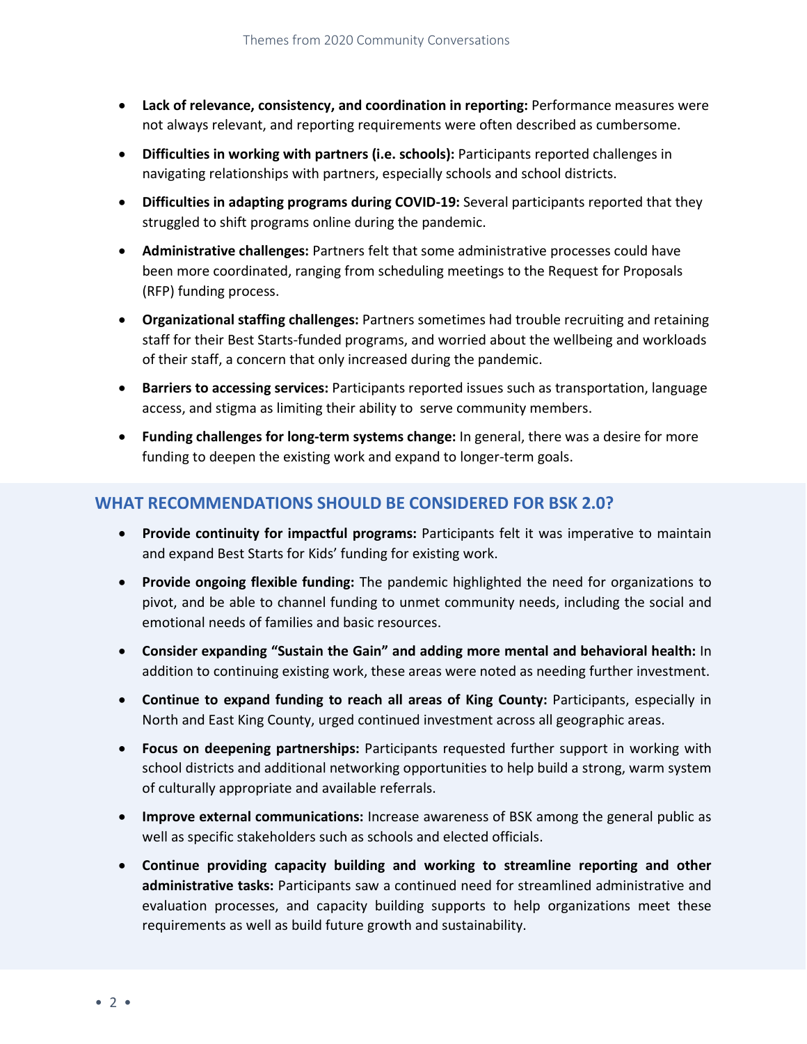- **Lack of relevance, consistency, and coordination in reporting:** Performance measures were not always relevant, and reporting requirements were often described as cumbersome.
- **Difficulties in working with partners (i.e. schools):** Participants reported challenges in navigating relationships with partners, especially schools and school districts.
- **Difficulties in adapting programs during COVID-19:** Several participants reported that they struggled to shift programs online during the pandemic.
- **Administrative challenges:** Partners felt that some administrative processes could have been more coordinated, ranging from scheduling meetings to the Request for Proposals (RFP) funding process.
- **Organizational staffing challenges:** Partners sometimes had trouble recruiting and retaining staff for their Best Starts-funded programs, and worried about the wellbeing and workloads of their staff, a concern that only increased during the pandemic.
- **Barriers to accessing services:** Participants reported issues such as transportation, language access, and stigma as limiting their ability to serve community members.
- **Funding challenges for long-term systems change:** In general, there was a desire for more funding to deepen the existing work and expand to longer-term goals.

## WHAT RECOMMENDATIONS SHOULD BE CONSIDERED FOR BSK 2.0?

- **Provide continuity for impactful programs:** Participants felt it was imperative to maintain and expand Best Starts for Kids' funding for existing work.
- **Provide ongoing flexible funding:** The pandemic highlighted the need for organizations to pivot, and be able to channel funding to unmet community needs, including the social and emotional needs of families and basic resources.
- **Consider expanding "Sustain the Gain" and adding more mental and behavioral health:** In addition to continuing existing work, these areas were noted as needing further investment.
- **Continue to expand funding to reach all areas of King County:** Participants, especially in North and East King County, urged continued investment across all geographic areas.
- **Focus on deepening partnerships:** Participants requested further support in working with school districts and additional networking opportunities to help build a strong, warm system of culturally appropriate and available referrals.
- **Improve external communications:** Increase awareness of BSK among the general public as well as specific stakeholders such as schools and elected officials.
- **Continue providing capacity building and working to streamline reporting and other administrative tasks:** Participants saw a continued need for streamlined administrative and evaluation processes, and capacity building supports to help organizations meet these requirements as well as build future growth and sustainability.